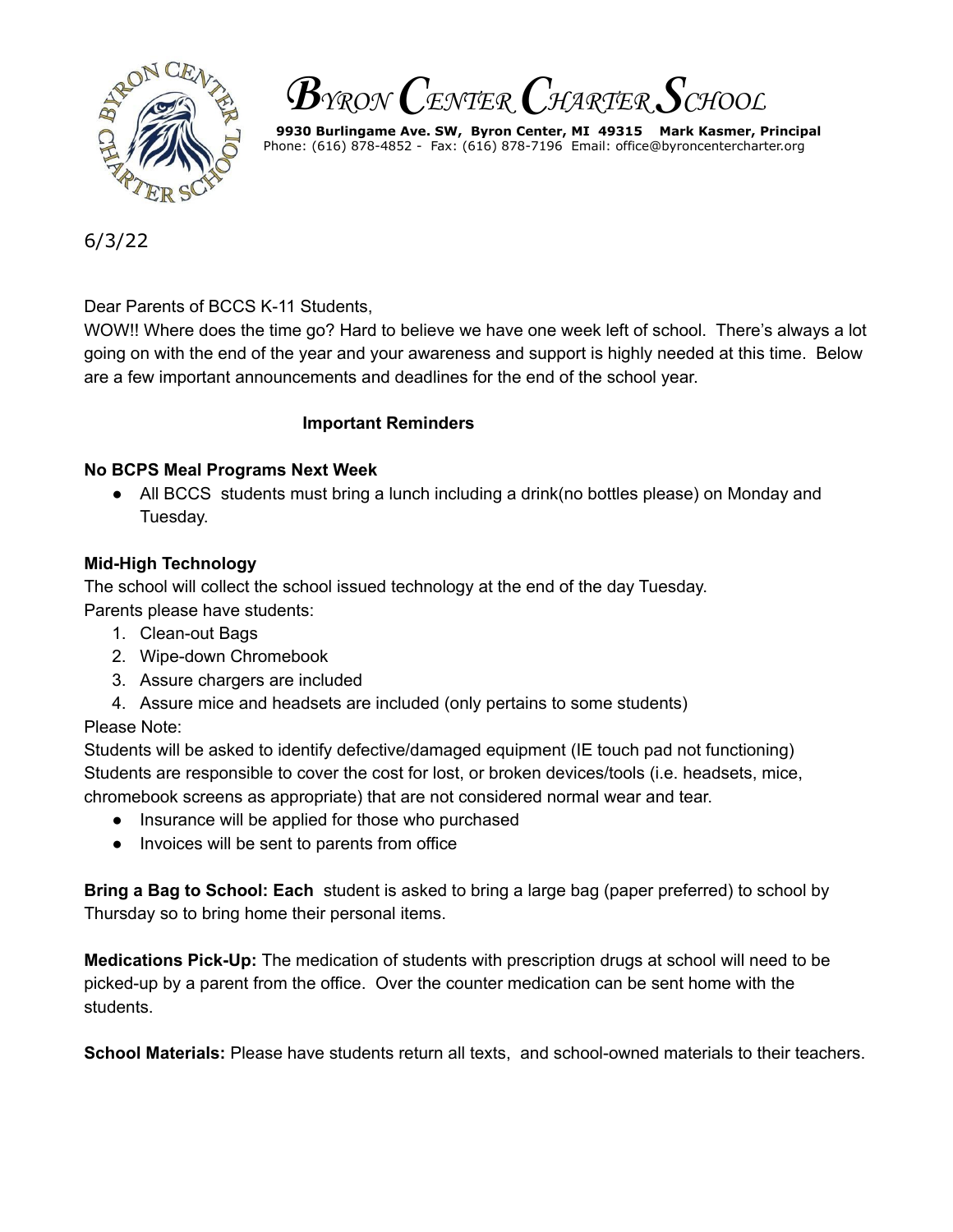# Byron Center Charter School

**9930 Burlingame Ave. SW, Byron Center, MI 49315 Mark Kasmer, Principal**
Phone: (616) 878-4852 - Fax: (616) 878-7196 Email: office@byroncentercharter.org

6/3/22

Dear Parents of BCCS K-11 Students,

WOW!! Where does the time go? Hard to believe we have one week left of school. There's always a lot going on with the end of the year and your awareness and support is highly needed at this time. Below are a few important announcements and deadlines for the end of the school year.

**Important Reminders**

**No BCPS Meal Programs Next Week**

- All BCCS students must bring a lunch including a drink(no bottles please) on Monday and Tuesday.

**Mid-High Technology**

The school will collect the school issued technology at the end of the day Tuesday.
Parents please have students:

1. Clean-out Bags
2. Wipe-down Chromebook
3. Assure chargers are included
4. Assure mice and headsets are included (only pertains to some students)

Please Note:
Students will be asked to identify defective/damaged equipment (IE touch pad not functioning)
Students are responsible to cover the cost for lost, or broken devices/tools (i.e. headsets, mice, chromebook screens as appropriate) that are not considered normal wear and tear.

- Insurance will be applied for those who purchased
- Invoices will be sent to parents from office

**Bring a Bag to School: Each** student is asked to bring a large bag (paper preferred) to school by Thursday so to bring home their personal items.

**Medications Pick-Up:** The medication of students with prescription drugs at school will need to be picked-up by a parent from the office. Over the counter medication can be sent home with the students.

**School Materials:** Please have students return all texts, and school-owned materials to their teachers.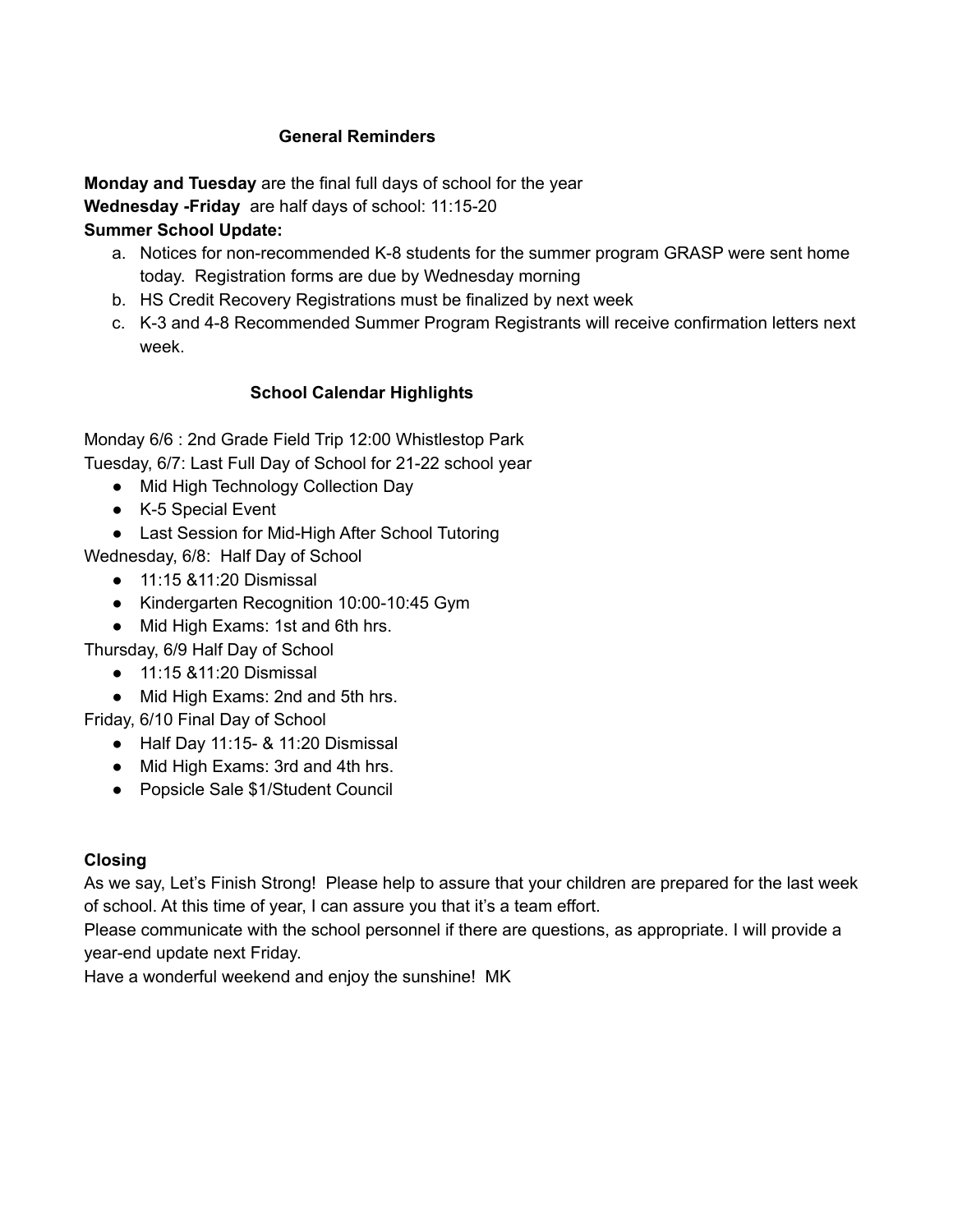## General Reminders

**Monday and Tuesday** are the final full days of school for the year
**Wednesday -Friday** are half days of school: 11:15-20
**Summer School Update:**

a. Notices for non-recommended K-8 students for the summer program GRASP were sent home today. Registration forms are due by Wednesday morning
b. HS Credit Recovery Registrations must be finalized by next week
c. K-3 and 4-8 Recommended Summer Program Registrants will receive confirmation letters next week.

## School Calendar Highlights

Monday 6/6 : 2nd Grade Field Trip 12:00 Whistlestop Park
Tuesday, 6/7: Last Full Day of School for 21-22 school year

- Mid High Technology Collection Day
- K-5 Special Event
- Last Session for Mid-High After School Tutoring

Wednesday, 6/8: Half Day of School

- 11:15 &11:20 Dismissal
- Kindergarten Recognition 10:00-10:45 Gym
- Mid High Exams: 1st and 6th hrs.

Thursday, 6/9 Half Day of School

- 11:15 &11:20 Dismissal
- Mid High Exams: 2nd and 5th hrs.

Friday, 6/10 Final Day of School

- Half Day 11:15- & 11:20 Dismissal
- Mid High Exams: 3rd and 4th hrs.
- Popsicle Sale $1/Student Council

**Closing**

As we say, Let's Finish Strong! Please help to assure that your children are prepared for the last week of school. At this time of year, I can assure you that it's a team effort.
Please communicate with the school personnel if there are questions, as appropriate. I will provide a year-end update next Friday.
Have a wonderful weekend and enjoy the sunshine! MK